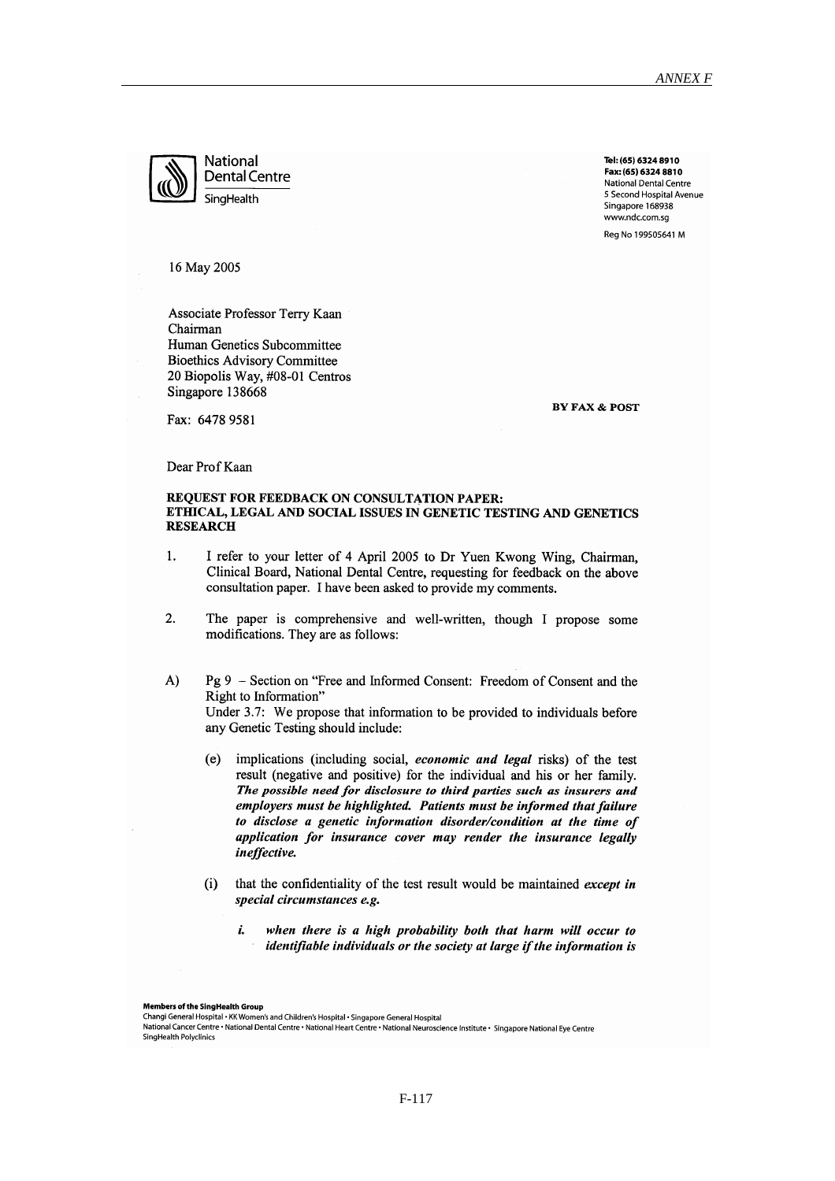National Dental Centre
SingHealth

Tel: (65) 6324 8910
Fax: (65) 6324 8810
National Dental Centre
5 Second Hospital Avenue
Singapore 168938
www.ndc.com.sg

Reg No 199505641 M

16 May 2005

Associate Professor Terry Kaan
Chairman
Human Genetics Subcommittee
Bioethics Advisory Committee
20 Biopolis Way, #08-01 Centros
Singapore 138668

**BY FAX & POST**

Fax: 6478 9581

Dear Prof Kaan

**REQUEST FOR FEEDBACK ON CONSULTATION PAPER: ETHICAL, LEGAL AND SOCIAL ISSUES IN GENETIC TESTING AND GENETICS RESEARCH**

1. I refer to your letter of 4 April 2005 to Dr Yuen Kwong Wing, Chairman, Clinical Board, National Dental Centre, requesting for feedback on the above consultation paper. I have been asked to provide my comments.

2. The paper is comprehensive and well-written, though I propose some modifications. They are as follows:

A) Pg 9 – Section on "Free and Informed Consent: Freedom of Consent and the Right to Information"
Under 3.7: We propose that information to be provided to individuals before any Genetic Testing should include:

   (e) implications (including social, ***economic and legal*** risks) of the test result (negative and positive) for the individual and his or her family. ***The possible need for disclosure to third parties such as insurers and employers must be highlighted. Patients must be informed that failure to disclose a genetic information disorder/condition at the time of application for insurance cover may render the insurance legally ineffective.***

   (i) that the confidentiality of the test result would be maintained ***except in special circumstances e.g.***

      ***i. when there is a high probability both that harm will occur to identifiable individuals or the society at large if the information is***

Members of the SingHealth Group
Changi General Hospital • KK Women's and Children's Hospital • Singapore General Hospital
National Cancer Centre • National Dental Centre • National Heart Centre • National Neuroscience Institute • Singapore National Eye Centre
SingHealth Polyclinics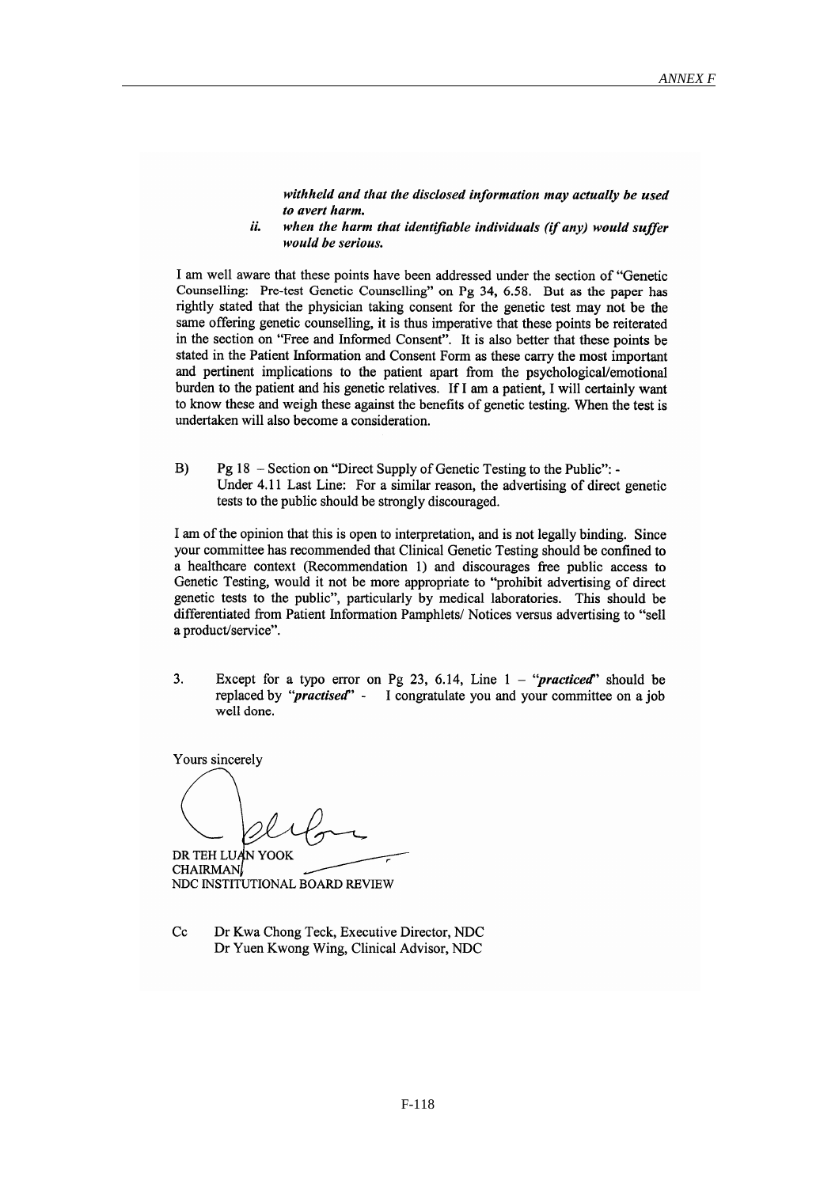*withheld and that the disclosed information may actually be used to avert harm.*

ii. *when the harm that identifiable individuals (if any) would suffer would be serious.*

I am well aware that these points have been addressed under the section of "Genetic Counselling: Pre-test Genetic Counselling" on Pg 34, 6.58. But as the paper has rightly stated that the physician taking consent for the genetic test may not be the same offering genetic counselling, it is thus imperative that these points be reiterated in the section on "Free and Informed Consent". It is also better that these points be stated in the Patient Information and Consent Form as these carry the most important and pertinent implications to the patient apart from the psychological/emotional burden to the patient and his genetic relatives. If I am a patient, I will certainly want to know these and weigh these against the benefits of genetic testing. When the test is undertaken will also become a consideration.

B) Pg 18 – Section on "Direct Supply of Genetic Testing to the Public": - Under 4.11 Last Line: For a similar reason, the advertising of direct genetic tests to the public should be strongly discouraged.

I am of the opinion that this is open to interpretation, and is not legally binding. Since your committee has recommended that Clinical Genetic Testing should be confined to a healthcare context (Recommendation 1) and discourages free public access to Genetic Testing, would it not be more appropriate to "prohibit advertising of direct genetic tests to the public", particularly by medical laboratories. This should be differentiated from Patient Information Pamphlets/ Notices versus advertising to "sell a product/service".

3. Except for a typo error on Pg 23, 6.14, Line 1 – "***practiced***" should be replaced by "***practised***" - I congratulate you and your committee on a job well done.

Yours sincerely

DR TEH LUAN YOOK
CHAIRMAN
NDC INSTITUTIONAL BOARD REVIEW

Cc Dr Kwa Chong Teck, Executive Director, NDC
Dr Yuen Kwong Wing, Clinical Advisor, NDC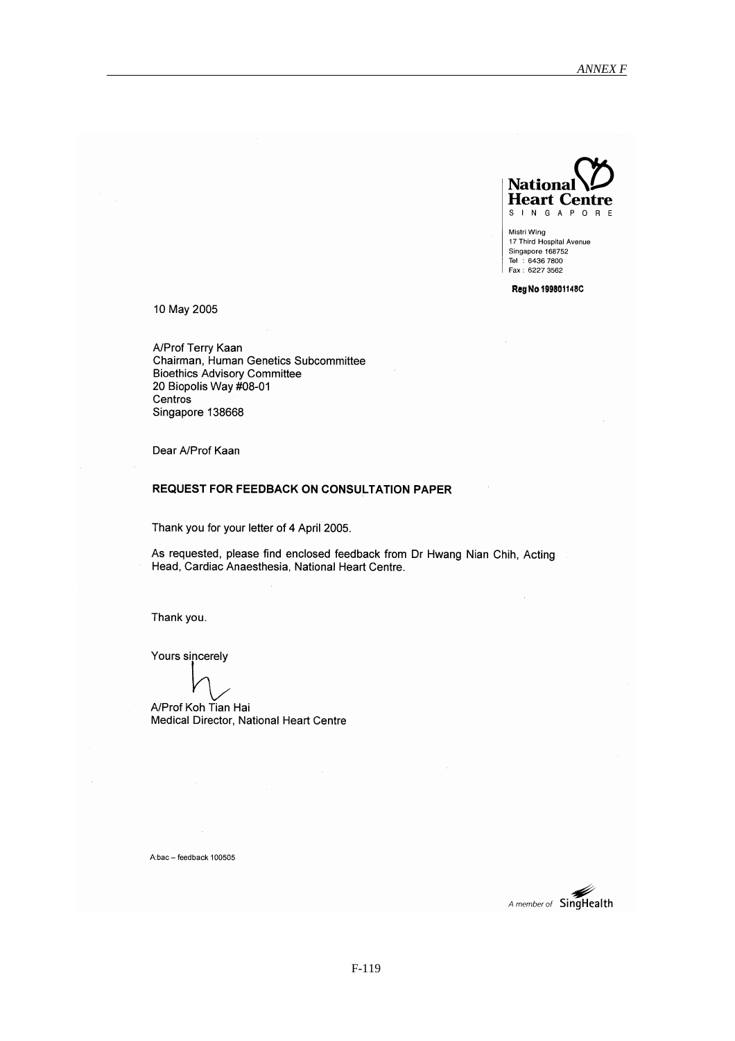**National Heart Centre**
SINGAPORE

Mistri Wing
17 Third Hospital Avenue
Singapore 168752
Tel : 6436 7800
Fax : 6227 3562

**Reg No 199801148C**

10 May 2005

A/Prof Terry Kaan
Chairman, Human Genetics Subcommittee
Bioethics Advisory Committee
20 Biopolis Way #08-01
Centros
Singapore 138668

Dear A/Prof Kaan

**REQUEST FOR FEEDBACK ON CONSULTATION PAPER**

Thank you for your letter of 4 April 2005.

As requested, please find enclosed feedback from Dr Hwang Nian Chih, Acting Head, Cardiac Anaesthesia, National Heart Centre.

Thank you.

Yours sincerely

A/Prof Koh Tian Hai
Medical Director, National Heart Centre

A:bac – feedback 100505

A member of SingHealth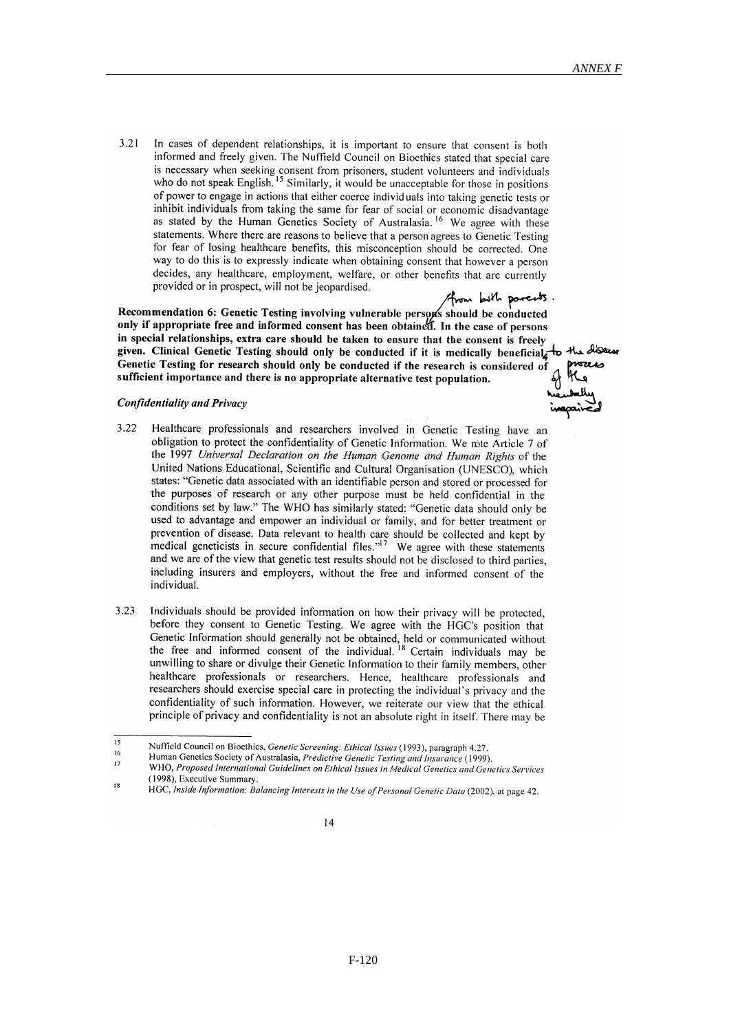3.21 In cases of dependent relationships, it is important to ensure that consent is both informed and freely given. The Nuffield Council on Bioethics stated that special care is necessary when seeking consent from prisoners, student volunteers and individuals who do not speak English.[15] Similarly, it would be unacceptable for those in positions of power to engage in actions that either coerce individuals into taking genetic tests or inhibit individuals from taking the same for fear of social or economic disadvantage as stated by the Human Genetics Society of Australasia.[16] We agree with these statements. Where there are reasons to believe that a person agrees to Genetic Testing for fear of losing healthcare benefits, this misconception should be corrected. One way to do this is to expressly indicate when obtaining consent that however a person decides, any healthcare, employment, welfare, or other benefits that are currently provided or in prospect, will not be jeopardised.

**Recommendation 6: Genetic Testing involving vulnerable persons should be conducted only if appropriate free and informed consent has been obtained. In the case of persons in special relationships, extra care should be taken to ensure that the consent is freely given. Clinical Genetic Testing should only be conducted if it is medically beneficial. Genetic Testing for research should only be conducted if the research is considered of sufficient importance and there is no appropriate alternative test population.**

*Confidentiality and Privacy*

3.22 Healthcare professionals and researchers involved in Genetic Testing have an obligation to protect the confidentiality of Genetic Information. We note Article 7 of the 1997 *Universal Declaration on the Human Genome and Human Rights* of the United Nations Educational, Scientific and Cultural Organisation (UNESCO), which states: "Genetic data associated with an identifiable person and stored or processed for the purposes of research or any other purpose must be held confidential in the conditions set by law." The WHO has similarly stated: "Genetic data should only be used to advantage and empower an individual or family, and for better treatment or prevention of disease. Data relevant to health care should be collected and kept by medical geneticists in secure confidential files."[17] We agree with these statements and we are of the view that genetic test results should not be disclosed to third parties, including insurers and employers, without the free and informed consent of the individual.

3.23 Individuals should be provided information on how their privacy will be protected, before they consent to Genetic Testing. We agree with the HGC's position that Genetic Information should generally not be obtained, held or communicated without the free and informed consent of the individual.[18] Certain individuals may be unwilling to share or divulge their Genetic Information to their family members, other healthcare professionals or researchers. Hence, healthcare professionals and researchers should exercise special care in protecting the individual's privacy and the confidentiality of such information. However, we reiterate our view that the ethical principle of privacy and confidentiality is not an absolute right in itself. There may be

---

[15] Nuffield Council on Bioethics, *Genetic Screening: Ethical Issues* (1993), paragraph 4.27.

[16] Human Genetics Society of Australasia, *Predictive Genetic Testing and Insurance* (1999).

[17] WHO, *Proposed International Guidelines on Ethical Issues in Medical Genetics and Genetics Services* (1998), Executive Summary.

[18] HGC, *Inside Information: Balancing Interests in the Use of Personal Genetic Data* (2002), at page 42.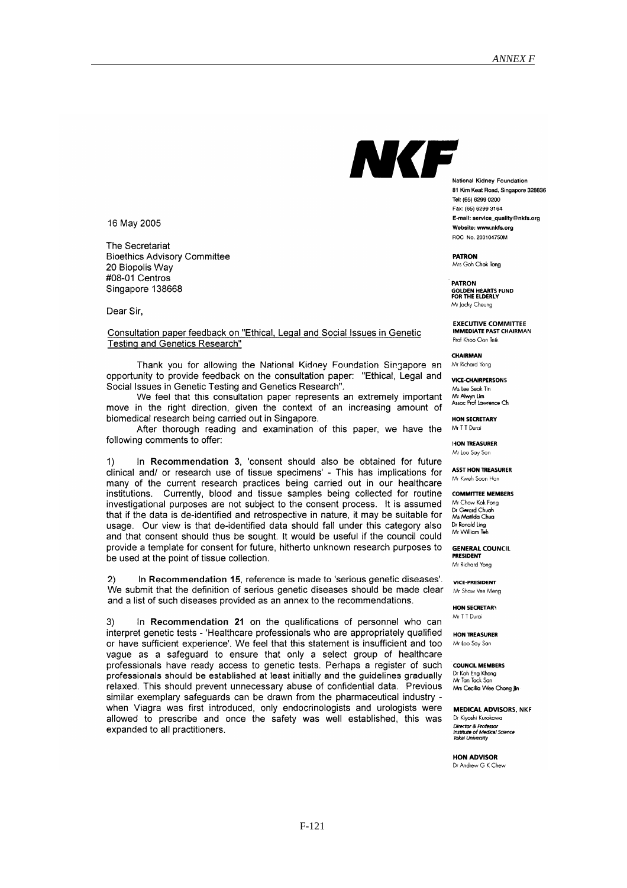NKF

National Kidney Foundation
81 Kim Keat Road, Singapore 328836
Tel: (65) 6299 0200
Fax: (65) 6299 3164
E-mail: service_quality@nkfs.org
Website: www.nkfs.org
ROC No. 200104750M

**PATRON**
Mrs Goh Chok Tong

**PATRON**
**GOLDEN HEARTS FUND FOR THE ELDERLY**
Mr Jacky Cheung

**EXECUTIVE COMMITTEE**
**IMMEDIATE PAST CHAIRMAN**
Prof Khoo Oon Teik

**CHAIRMAN**
Mr Richard Yong

**VICE-CHAIRPERSONS**
Ms Lee Seok Tin
Mr Alwyn Lim
Assoc Prof Lawrence Ch

**HON SECRETARY**
Mr T T Durai

**HON TREASURER**
Mr Loo Say San

**ASST HON TREASURER**
Mr Kweh Soon Han

**COMMITTEE MEMBERS**
Mr Chow Kok Fong
Dr Gerard Chuah
Ms Matilda Chua
Dr Ronald Ling
Mr William Teh

**GENERAL COUNCIL**
**PRESIDENT**
Mr Richard Yong

**VICE-PRESIDENT**
Mr Shaw Vee Meng

**HON SECRETARY**
Mr T T Durai

**HON TREASURER**
Mr Loo Say San

**COUNCIL MEMBERS**
Dr Koh Eng Kheng
Mr Tan Tock San
Mrs Cecilia Wee Chong Jin

**MEDICAL ADVISORS, NKF**
Dr Kiyoshi Kurokawa
*Director & Professor*
*Institute of Medical Science*
*Tokai University*

**HON ADVISOR**
Dr Andrew G K Chew

16 May 2005

The Secretariat
Bioethics Advisory Committee
20 Biopolis Way
#08-01 Centros
Singapore 138668

Dear Sir,

Consultation paper feedback on "Ethical, Legal and Social Issues in Genetic Testing and Genetics Research"

Thank you for allowing the National Kidney Foundation Singapore an opportunity to provide feedback on the consultation paper: "Ethical, Legal and Social Issues in Genetic Testing and Genetics Research".

We feel that this consultation paper represents an extremely important move in the right direction, given the context of an increasing amount of biomedical research being carried out in Singapore.

After thorough reading and examination of this paper, we have the following comments to offer:

1) In **Recommendation 3**, 'consent should also be obtained for future clinical and/ or research use of tissue specimens' - This has implications for many of the current research practices being carried out in our healthcare institutions. Currently, blood and tissue samples being collected for routine investigational purposes are not subject to the consent process. It is assumed that if the data is de-identified and retrospective in nature, it may be suitable for usage. Our view is that de-identified data should fall under this category also and that consent should thus be sought. It would be useful if the council could provide a template for consent for future, hitherto unknown research purposes to be used at the point of tissue collection.

2) In **Recommendation 15**, reference is made to 'serious genetic diseases'. We submit that the definition of serious genetic diseases should be made clear and a list of such diseases provided as an annex to the recommendations.

3) In **Recommendation 21** on the qualifications of personnel who can interpret genetic tests - 'Healthcare professionals who are appropriately qualified or have sufficient experience'. We feel that this statement is insufficient and too vague as a safeguard to ensure that only a select group of healthcare professionals have ready access to genetic tests. Perhaps a register of such professionals should be established at least initially and the guidelines gradually relaxed. This should prevent unnecessary abuse of confidential data. Previous similar exemplary safeguards can be drawn from the pharmaceutical industry - when Viagra was first introduced, only endocrinologists and urologists were allowed to prescribe and once the safety was well established, this was expanded to all practitioners.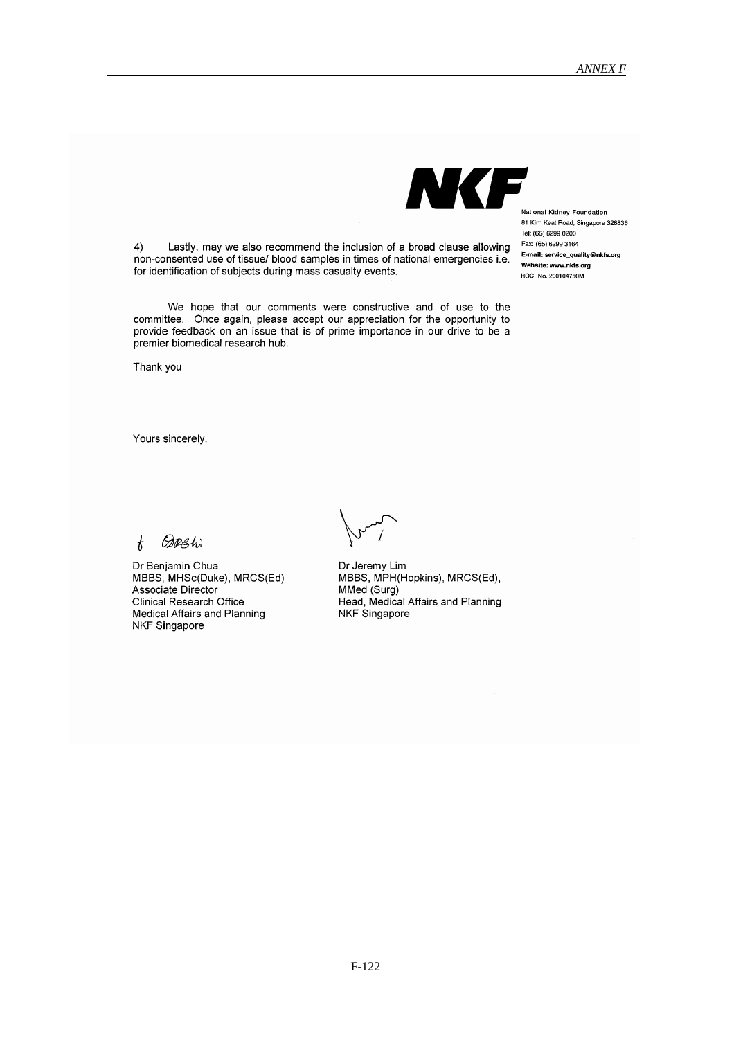**NKF**

National Kidney Foundation
81 Kim Keat Road, Singapore 328836
Tel: (65) 6299 0200
Fax: (65) 6299 3164
**E-mail: service_quality@nkfs.org**
**Website: www.nkfs.org**
ROC No. 200104750M

4) Lastly, may we also recommend the inclusion of a broad clause allowing non-consented use of tissue/ blood samples in times of national emergencies i.e. for identification of subjects during mass casualty events.

We hope that our comments were constructive and of use to the committee. Once again, please accept our appreciation for the opportunity to provide feedback on an issue that is of prime importance in our drive to be a premier biomedical research hub.

Thank you

Yours sincerely,

Dr Benjamin Chua
MBBS, MHSc(Duke), MRCS(Ed)
Associate Director
Clinical Research Office
Medical Affairs and Planning
NKF Singapore

Dr Jeremy Lim
MBBS, MPH(Hopkins), MRCS(Ed), MMed (Surg)
Head, Medical Affairs and Planning
NKF Singapore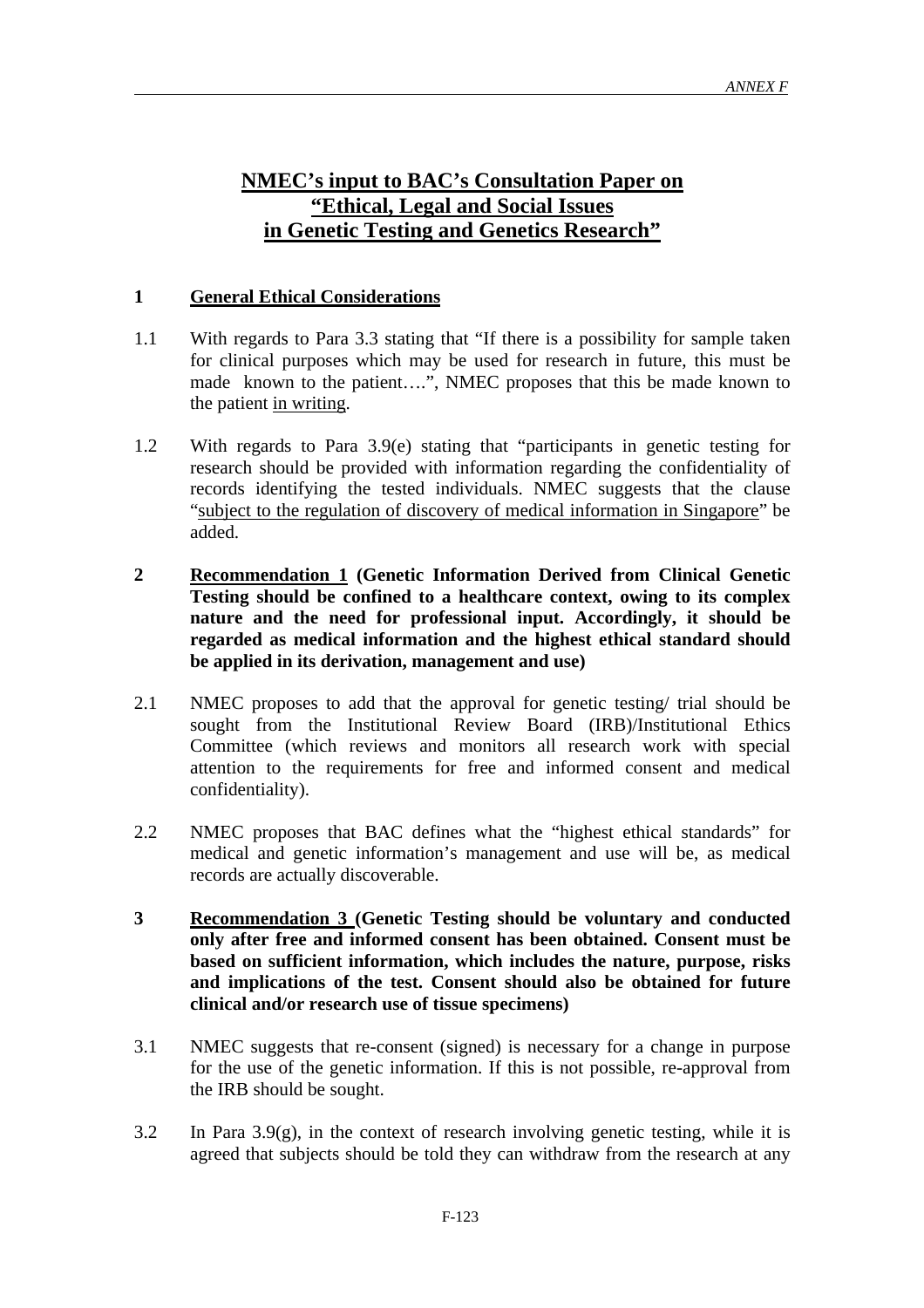# NMEC's input to BAC's Consultation Paper on "Ethical, Legal and Social Issues in Genetic Testing and Genetics Research"

## 1 General Ethical Considerations

1.1 With regards to Para 3.3 stating that "If there is a possibility for sample taken for clinical purposes which may be used for research in future, this must be made known to the patient….", NMEC proposes that this be made known to the patient <u>in writing</u>.

1.2 With regards to Para 3.9(e) stating that "participants in genetic testing for research should be provided with information regarding the confidentiality of records identifying the tested individuals. NMEC suggests that the clause "<u>subject to the regulation of discovery of medical information in Singapore</u>" be added.

## 2 <u>Recommendation 1</u> (Genetic Information Derived from Clinical Genetic Testing should be confined to a healthcare context, owing to its complex nature and the need for professional input. Accordingly, it should be regarded as medical information and the highest ethical standard should be applied in its derivation, management and use)

2.1 NMEC proposes to add that the approval for genetic testing/ trial should be sought from the Institutional Review Board (IRB)/Institutional Ethics Committee (which reviews and monitors all research work with special attention to the requirements for free and informed consent and medical confidentiality).

2.2 NMEC proposes that BAC defines what the "highest ethical standards" for medical and genetic information's management and use will be, as medical records are actually discoverable.

## 3 <u>Recommendation 3</u> (Genetic Testing should be voluntary and conducted only after free and informed consent has been obtained. Consent must be based on sufficient information, which includes the nature, purpose, risks and implications of the test. Consent should also be obtained for future clinical and/or research use of tissue specimens)

3.1 NMEC suggests that re-consent (signed) is necessary for a change in purpose for the use of the genetic information. If this is not possible, re-approval from the IRB should be sought.

3.2 In Para 3.9(g), in the context of research involving genetic testing, while it is agreed that subjects should be told they can withdraw from the research at any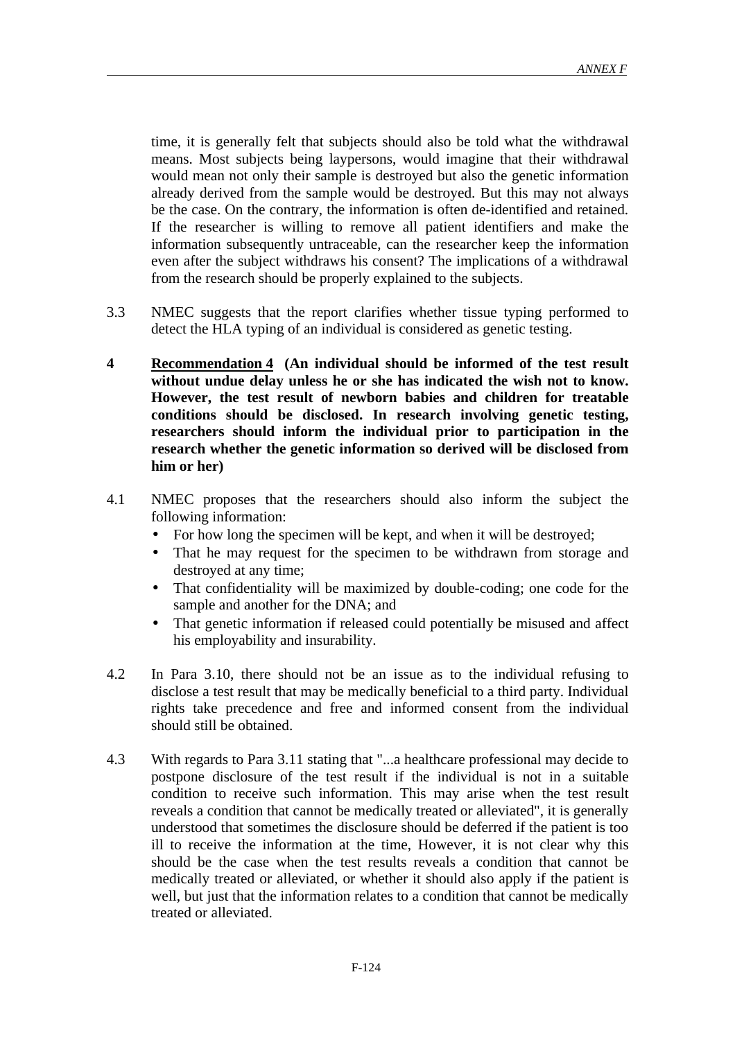time, it is generally felt that subjects should also be told what the withdrawal means. Most subjects being laypersons, would imagine that their withdrawal would mean not only their sample is destroyed but also the genetic information already derived from the sample would be destroyed. But this may not always be the case. On the contrary, the information is often de-identified and retained. If the researcher is willing to remove all patient identifiers and make the information subsequently untraceable, can the researcher keep the information even after the subject withdraws his consent? The implications of a withdrawal from the research should be properly explained to the subjects.

3.3 NMEC suggests that the report clarifies whether tissue typing performed to detect the HLA typing of an individual is considered as genetic testing.

**4 Recommendation 4 (An individual should be informed of the test result without undue delay unless he or she has indicated the wish not to know. However, the test result of newborn babies and children for treatable conditions should be disclosed. In research involving genetic testing, researchers should inform the individual prior to participation in the research whether the genetic information so derived will be disclosed from him or her)**

4.1 NMEC proposes that the researchers should also inform the subject the following information:

- For how long the specimen will be kept, and when it will be destroyed;
- That he may request for the specimen to be withdrawn from storage and destroyed at any time;
- That confidentiality will be maximized by double-coding; one code for the sample and another for the DNA; and
- That genetic information if released could potentially be misused and affect his employability and insurability.

4.2 In Para 3.10, there should not be an issue as to the individual refusing to disclose a test result that may be medically beneficial to a third party. Individual rights take precedence and free and informed consent from the individual should still be obtained.

4.3 With regards to Para 3.11 stating that "...a healthcare professional may decide to postpone disclosure of the test result if the individual is not in a suitable condition to receive such information. This may arise when the test result reveals a condition that cannot be medically treated or alleviated", it is generally understood that sometimes the disclosure should be deferred if the patient is too ill to receive the information at the time, However, it is not clear why this should be the case when the test results reveals a condition that cannot be medically treated or alleviated, or whether it should also apply if the patient is well, but just that the information relates to a condition that cannot be medically treated or alleviated.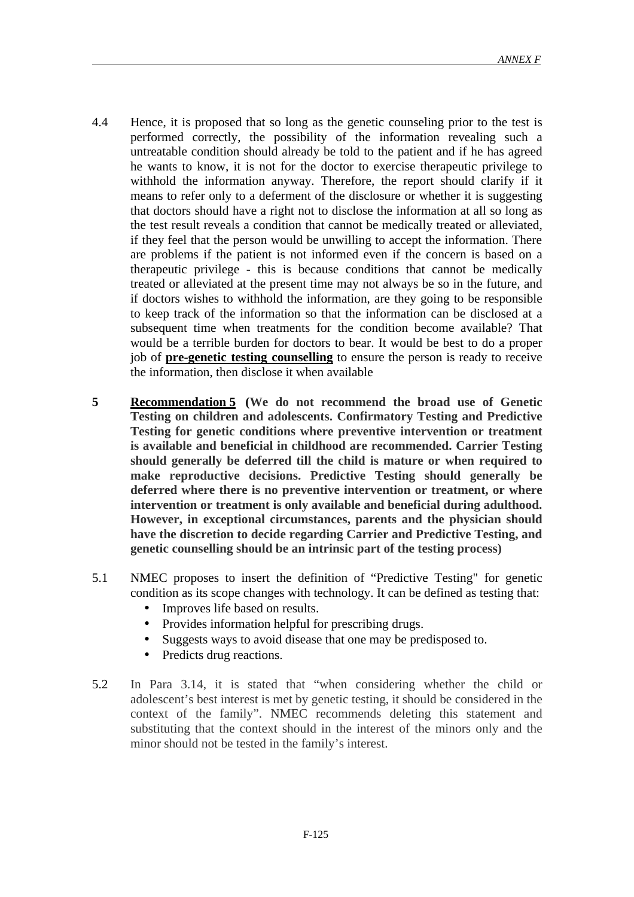4.4 Hence, it is proposed that so long as the genetic counseling prior to the test is performed correctly, the possibility of the information revealing such a untreatable condition should already be told to the patient and if he has agreed he wants to know, it is not for the doctor to exercise therapeutic privilege to withhold the information anyway. Therefore, the report should clarify if it means to refer only to a deferment of the disclosure or whether it is suggesting that doctors should have a right not to disclose the information at all so long as the test result reveals a condition that cannot be medically treated or alleviated, if they feel that the person would be unwilling to accept the information. There are problems if the patient is not informed even if the concern is based on a therapeutic privilege - this is because conditions that cannot be medically treated or alleviated at the present time may not always be so in the future, and if doctors wishes to withhold the information, are they going to be responsible to keep track of the information so that the information can be disclosed at a subsequent time when treatments for the condition become available? That would be a terrible burden for doctors to bear. It would be best to do a proper job of **pre-genetic testing counselling** to ensure the person is ready to receive the information, then disclose it when available

**5 Recommendation 5 (We do not recommend the broad use of Genetic Testing on children and adolescents. Confirmatory Testing and Predictive Testing for genetic conditions where preventive intervention or treatment is available and beneficial in childhood are recommended. Carrier Testing should generally be deferred till the child is mature or when required to make reproductive decisions. Predictive Testing should generally be deferred where there is no preventive intervention or treatment, or where intervention or treatment is only available and beneficial during adulthood. However, in exceptional circumstances, parents and the physician should have the discretion to decide regarding Carrier and Predictive Testing, and genetic counselling should be an intrinsic part of the testing process)**

5.1 NMEC proposes to insert the definition of "Predictive Testing" for genetic condition as its scope changes with technology. It can be defined as testing that:

- Improves life based on results.
- Provides information helpful for prescribing drugs.
- Suggests ways to avoid disease that one may be predisposed to.
- Predicts drug reactions.

5.2 In Para 3.14, it is stated that "when considering whether the child or adolescent's best interest is met by genetic testing, it should be considered in the context of the family". NMEC recommends deleting this statement and substituting that the context should in the interest of the minors only and the minor should not be tested in the family's interest.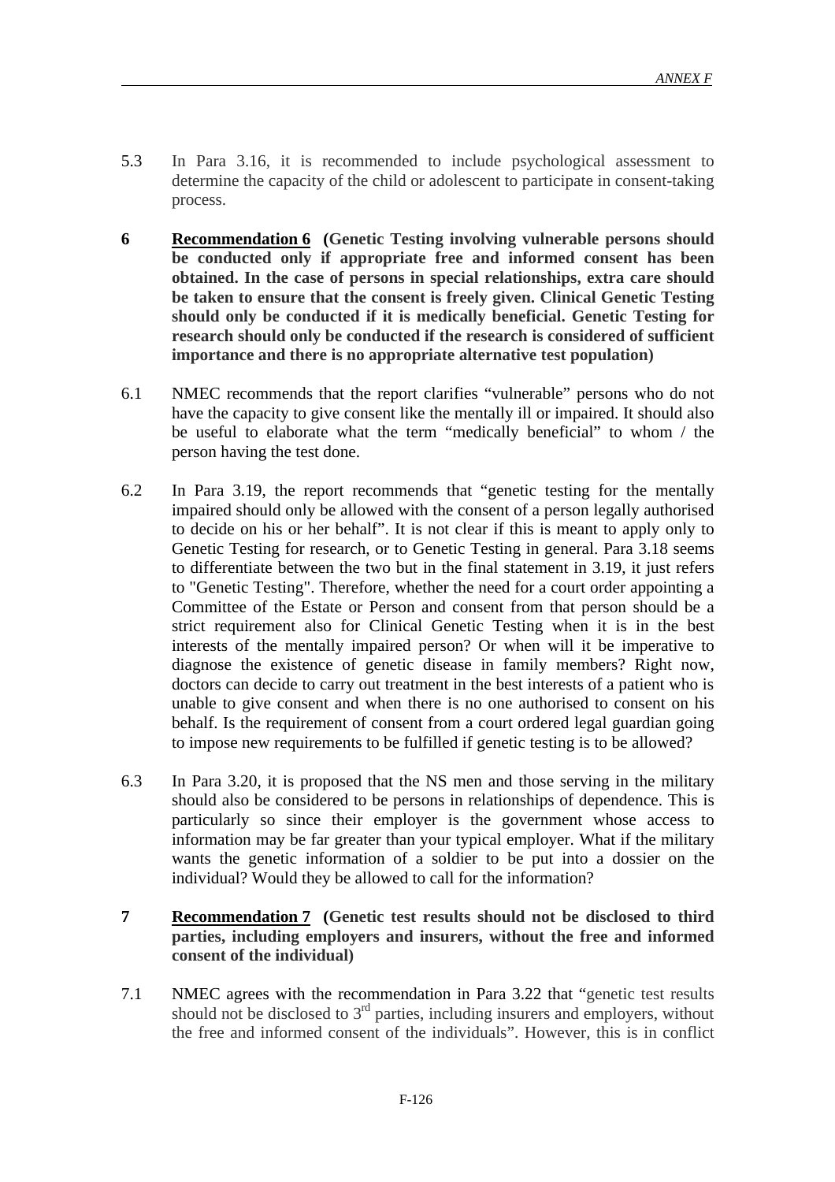5.3 In Para 3.16, it is recommended to include psychological assessment to determine the capacity of the child or adolescent to participate in consent-taking process.

**6 <u>Recommendation 6</u> (Genetic Testing involving vulnerable persons should be conducted only if appropriate free and informed consent has been obtained. In the case of persons in special relationships, extra care should be taken to ensure that the consent is freely given. Clinical Genetic Testing should only be conducted if it is medically beneficial. Genetic Testing for research should only be conducted if the research is considered of sufficient importance and there is no appropriate alternative test population)**

6.1 NMEC recommends that the report clarifies "vulnerable" persons who do not have the capacity to give consent like the mentally ill or impaired. It should also be useful to elaborate what the term "medically beneficial" to whom / the person having the test done.

6.2 In Para 3.19, the report recommends that "genetic testing for the mentally impaired should only be allowed with the consent of a person legally authorised to decide on his or her behalf". It is not clear if this is meant to apply only to Genetic Testing for research, or to Genetic Testing in general. Para 3.18 seems to differentiate between the two but in the final statement in 3.19, it just refers to "Genetic Testing". Therefore, whether the need for a court order appointing a Committee of the Estate or Person and consent from that person should be a strict requirement also for Clinical Genetic Testing when it is in the best interests of the mentally impaired person? Or when will it be imperative to diagnose the existence of genetic disease in family members? Right now, doctors can decide to carry out treatment in the best interests of a patient who is unable to give consent and when there is no one authorised to consent on his behalf. Is the requirement of consent from a court ordered legal guardian going to impose new requirements to be fulfilled if genetic testing is to be allowed?

6.3 In Para 3.20, it is proposed that the NS men and those serving in the military should also be considered to be persons in relationships of dependence. This is particularly so since their employer is the government whose access to information may be far greater than your typical employer. What if the military wants the genetic information of a soldier to be put into a dossier on the individual? Would they be allowed to call for the information?

**7 <u>Recommendation 7</u> (Genetic test results should not be disclosed to third parties, including employers and insurers, without the free and informed consent of the individual)**

7.1 NMEC agrees with the recommendation in Para 3.22 that "genetic test results should not be disclosed to 3rd parties, including insurers and employers, without the free and informed consent of the individuals". However, this is in conflict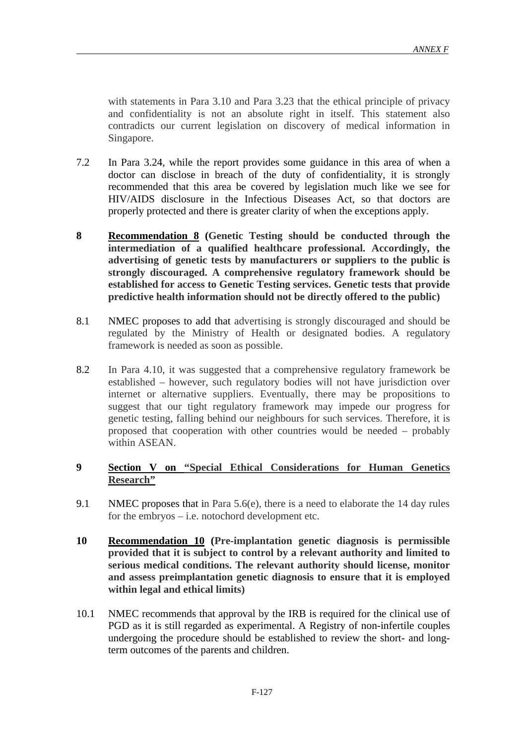with statements in Para 3.10 and Para 3.23 that the ethical principle of privacy and confidentiality is not an absolute right in itself. This statement also contradicts our current legislation on discovery of medical information in Singapore.

7.2 In Para 3.24, while the report provides some guidance in this area of when a doctor can disclose in breach of the duty of confidentiality, it is strongly recommended that this area be covered by legislation much like we see for HIV/AIDS disclosure in the Infectious Diseases Act, so that doctors are properly protected and there is greater clarity of when the exceptions apply.

**8 Recommendation 8 (Genetic Testing should be conducted through the intermediation of a qualified healthcare professional. Accordingly, the advertising of genetic tests by manufacturers or suppliers to the public is strongly discouraged. A comprehensive regulatory framework should be established for access to Genetic Testing services. Genetic tests that provide predictive health information should not be directly offered to the public)**

8.1 NMEC proposes to add that advertising is strongly discouraged and should be regulated by the Ministry of Health or designated bodies. A regulatory framework is needed as soon as possible.

8.2 In Para 4.10, it was suggested that a comprehensive regulatory framework be established – however, such regulatory bodies will not have jurisdiction over internet or alternative suppliers. Eventually, there may be propositions to suggest that our tight regulatory framework may impede our progress for genetic testing, falling behind our neighbours for such services. Therefore, it is proposed that cooperation with other countries would be needed – probably within ASEAN.

**9 Section V on "Special Ethical Considerations for Human Genetics Research"**

9.1 NMEC proposes that in Para 5.6(e), there is a need to elaborate the 14 day rules for the embryos – i.e. notochord development etc.

**10 Recommendation 10 (Pre-implantation genetic diagnosis is permissible provided that it is subject to control by a relevant authority and limited to serious medical conditions. The relevant authority should license, monitor and assess preimplantation genetic diagnosis to ensure that it is employed within legal and ethical limits)**

10.1 NMEC recommends that approval by the IRB is required for the clinical use of PGD as it is still regarded as experimental. A Registry of non-infertile couples undergoing the procedure should be established to review the short- and long-term outcomes of the parents and children.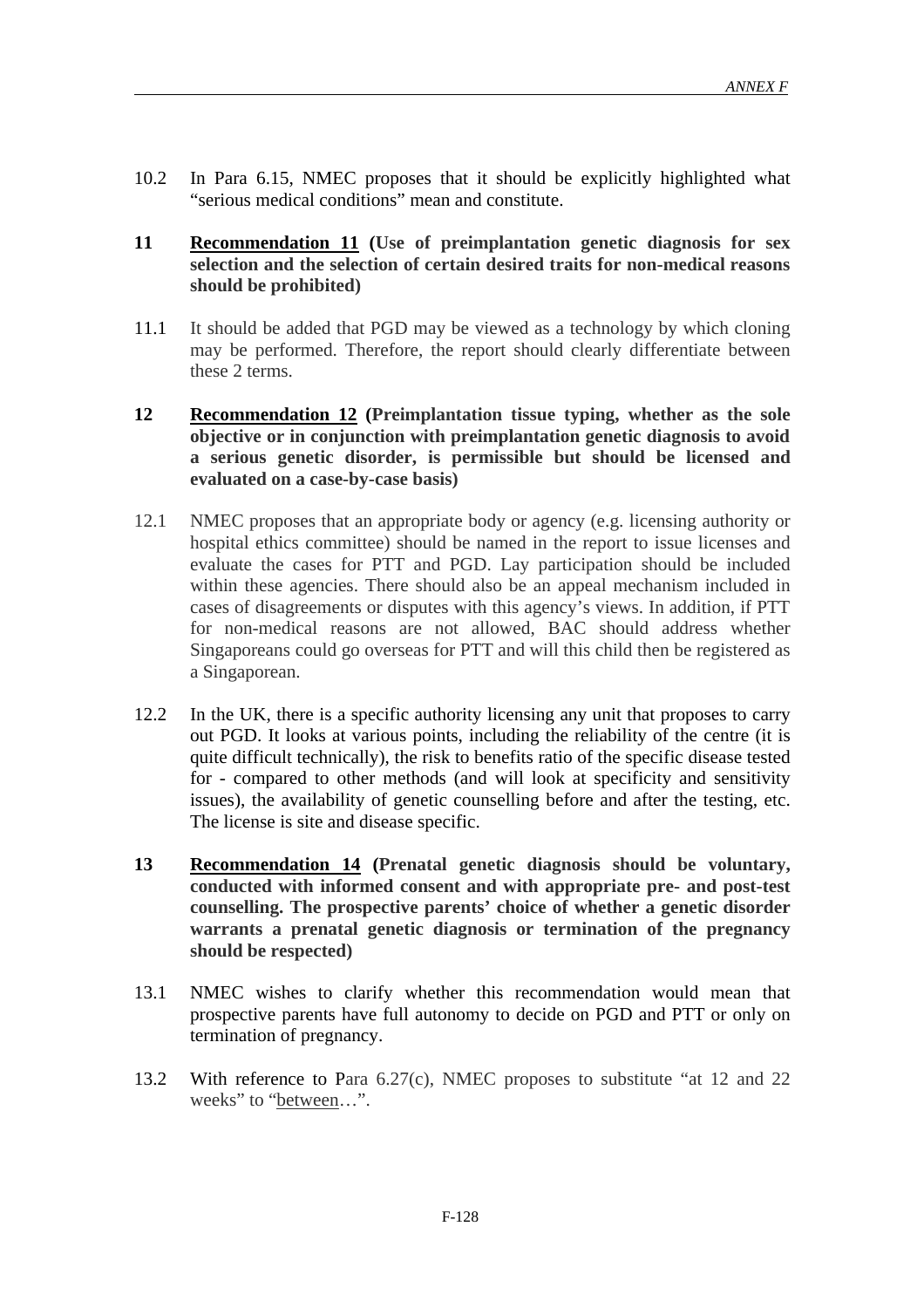10.2 In Para 6.15, NMEC proposes that it should be explicitly highlighted what "serious medical conditions" mean and constitute.

**11 <u>Recommendation 11</u> (Use of preimplantation genetic diagnosis for sex selection and the selection of certain desired traits for non-medical reasons should be prohibited)**

11.1 It should be added that PGD may be viewed as a technology by which cloning may be performed. Therefore, the report should clearly differentiate between these 2 terms.

**12 <u>Recommendation 12</u> (Preimplantation tissue typing, whether as the sole objective or in conjunction with preimplantation genetic diagnosis to avoid a serious genetic disorder, is permissible but should be licensed and evaluated on a case-by-case basis)**

12.1 NMEC proposes that an appropriate body or agency (e.g. licensing authority or hospital ethics committee) should be named in the report to issue licenses and evaluate the cases for PTT and PGD. Lay participation should be included within these agencies. There should also be an appeal mechanism included in cases of disagreements or disputes with this agency's views. In addition, if PTT for non-medical reasons are not allowed, BAC should address whether Singaporeans could go overseas for PTT and will this child then be registered as a Singaporean.

12.2 In the UK, there is a specific authority licensing any unit that proposes to carry out PGD. It looks at various points, including the reliability of the centre (it is quite difficult technically), the risk to benefits ratio of the specific disease tested for - compared to other methods (and will look at specificity and sensitivity issues), the availability of genetic counselling before and after the testing, etc. The license is site and disease specific.

**13 <u>Recommendation 14</u> (Prenatal genetic diagnosis should be voluntary, conducted with informed consent and with appropriate pre- and post-test counselling. The prospective parents' choice of whether a genetic disorder warrants a prenatal genetic diagnosis or termination of the pregnancy should be respected)**

13.1 NMEC wishes to clarify whether this recommendation would mean that prospective parents have full autonomy to decide on PGD and PTT or only on termination of pregnancy.

13.2 With reference to Para 6.27(c), NMEC proposes to substitute "at 12 and 22 weeks" to "<u>between</u>…".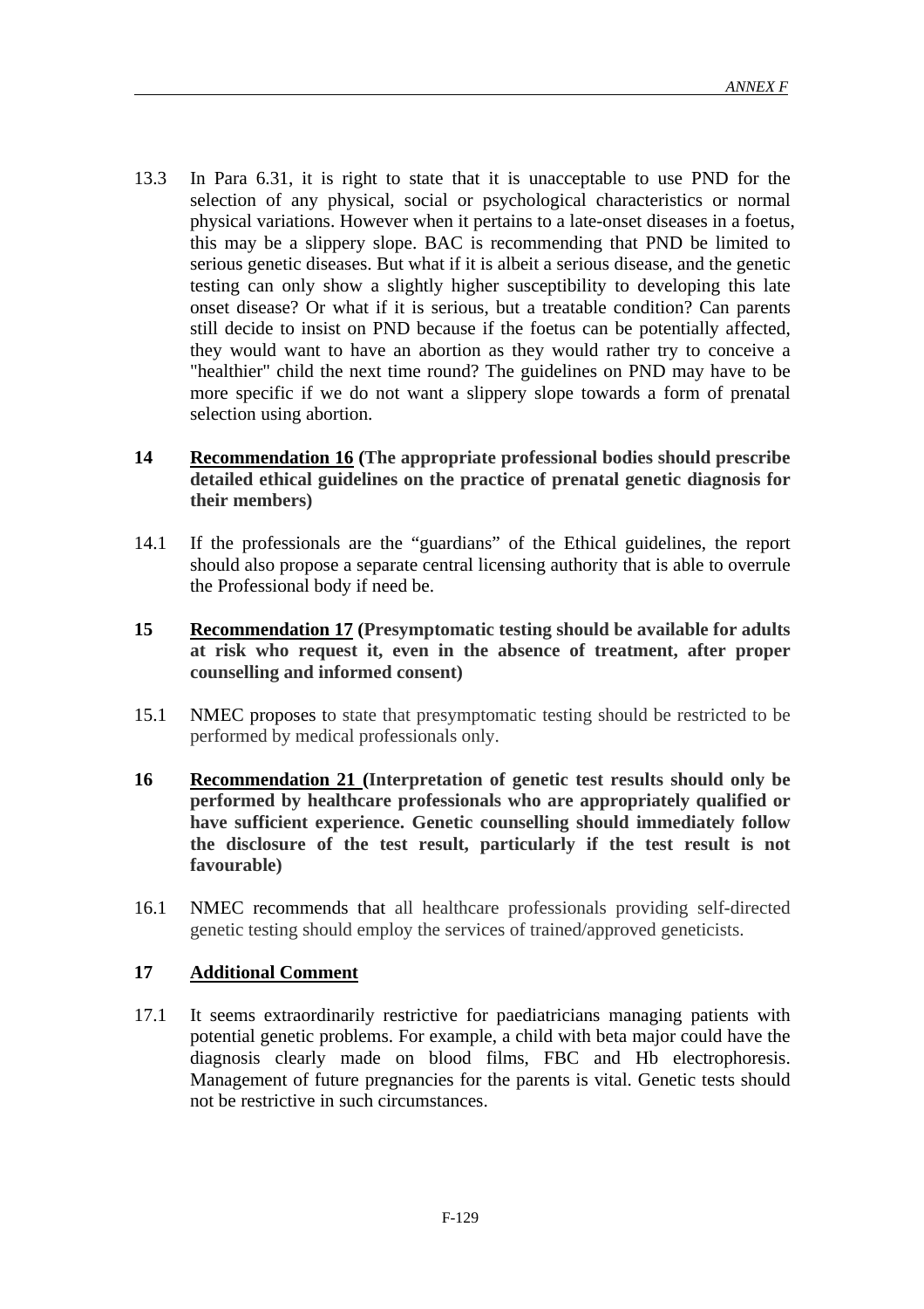13.3 In Para 6.31, it is right to state that it is unacceptable to use PND for the selection of any physical, social or psychological characteristics or normal physical variations. However when it pertains to a late-onset diseases in a foetus, this may be a slippery slope. BAC is recommending that PND be limited to serious genetic diseases. But what if it is albeit a serious disease, and the genetic testing can only show a slightly higher susceptibility to developing this late onset disease? Or what if it is serious, but a treatable condition? Can parents still decide to insist on PND because if the foetus can be potentially affected, they would want to have an abortion as they would rather try to conceive a "healthier" child the next time round? The guidelines on PND may have to be more specific if we do not want a slippery slope towards a form of prenatal selection using abortion.

**14 <u>Recommendation 16</u> (The appropriate professional bodies should prescribe detailed ethical guidelines on the practice of prenatal genetic diagnosis for their members)**

14.1 If the professionals are the "guardians" of the Ethical guidelines, the report should also propose a separate central licensing authority that is able to overrule the Professional body if need be.

**15 <u>Recommendation 17</u> (Presymptomatic testing should be available for adults at risk who request it, even in the absence of treatment, after proper counselling and informed consent)**

15.1 NMEC proposes to state that presymptomatic testing should be restricted to be performed by medical professionals only.

**16 <u>Recommendation 21</u> (Interpretation of genetic test results should only be performed by healthcare professionals who are appropriately qualified or have sufficient experience. Genetic counselling should immediately follow the disclosure of the test result, particularly if the test result is not favourable)**

16.1 NMEC recommends that all healthcare professionals providing self-directed genetic testing should employ the services of trained/approved geneticists.

**17 <u>Additional Comment</u>**

17.1 It seems extraordinarily restrictive for paediatricians managing patients with potential genetic problems. For example, a child with beta major could have the diagnosis clearly made on blood films, FBC and Hb electrophoresis. Management of future pregnancies for the parents is vital. Genetic tests should not be restrictive in such circumstances.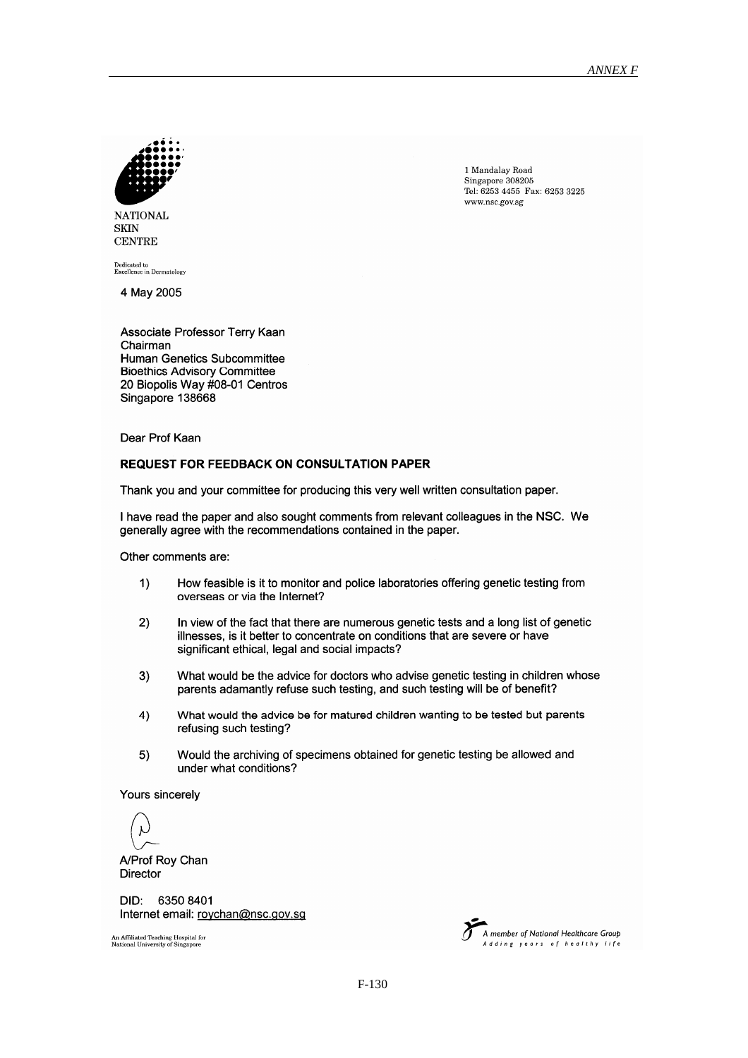NATIONAL
SKIN
CENTRE

Dedicated to
Excellence in Dermatology

1 Mandalay Road
Singapore 308205
Tel: 6253 4455 Fax: 6253 3225
www.nsc.gov.sg

4 May 2005

Associate Professor Terry Kaan
Chairman
Human Genetics Subcommittee
Bioethics Advisory Committee
20 Biopolis Way #08-01 Centros
Singapore 138668

Dear Prof Kaan

**REQUEST FOR FEEDBACK ON CONSULTATION PAPER**

Thank you and your committee for producing this very well written consultation paper.

I have read the paper and also sought comments from relevant colleagues in the NSC. We generally agree with the recommendations contained in the paper.

Other comments are:

1) How feasible is it to monitor and police laboratories offering genetic testing from overseas or via the Internet?

2) In view of the fact that there are numerous genetic tests and a long list of genetic illnesses, is it better to concentrate on conditions that are severe or have significant ethical, legal and social impacts?

3) What would be the advice for doctors who advise genetic testing in children whose parents adamantly refuse such testing, and such testing will be of benefit?

4) What would the advice be for matured children wanting to be tested but parents refusing such testing?

5) Would the archiving of specimens obtained for genetic testing be allowed and under what conditions?

Yours sincerely

A/Prof Roy Chan
Director

DID: 6350 8401
Internet email: roychan@nsc.gov.sg

An Affiliated Teaching Hospital for
National University of Singapore

A member of National Healthcare Group
*Adding years of healthy life*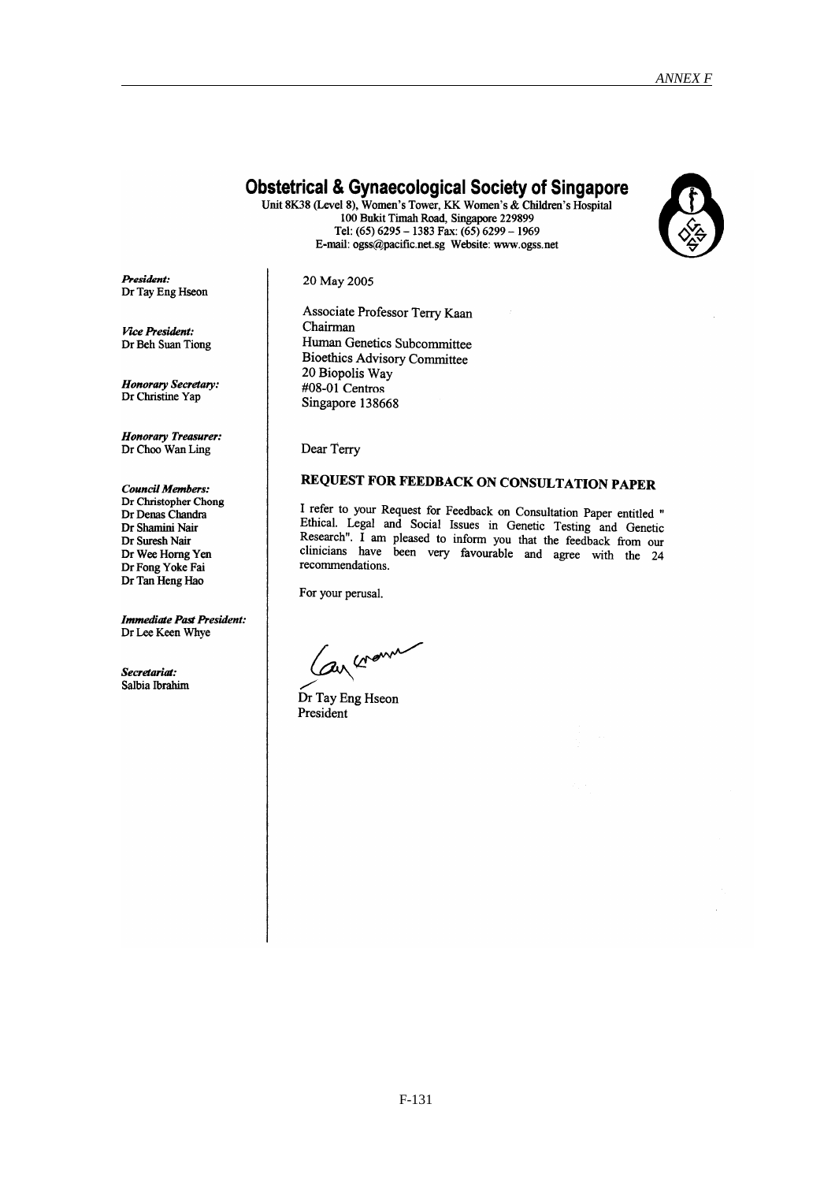*ANNEX F*

# Obstetrical & Gynaecological Society of Singapore

Unit 8K38 (Level 8), Women's Tower, KK Women's & Children's Hospital
100 Bukit Timah Road, Singapore 229899
Tel: (65) 6295 – 1383 Fax: (65) 6299 – 1969
E-mail: ogss@pacific.net.sg Website: www.ogss.net

***President:***
Dr Tay Eng Hseon

***Vice President:***
Dr Beh Suan Tiong

***Honorary Secretary:***
Dr Christine Yap

***Honorary Treasurer:***
Dr Choo Wan Ling

***Council Members:***
Dr Christopher Chong
Dr Denas Chandra
Dr Shamini Nair
Dr Suresh Nair
Dr Wee Horng Yen
Dr Fong Yoke Fai
Dr Tan Heng Hao

***Immediate Past President:***
Dr Lee Keen Whye

***Secretariat:***
Salbia Ibrahim

20 May 2005

Associate Professor Terry Kaan
Chairman
Human Genetics Subcommittee
Bioethics Advisory Committee
20 Biopolis Way
#08-01 Centros
Singapore 138668

Dear Terry

**REQUEST FOR FEEDBACK ON CONSULTATION PAPER**

I refer to your Request for Feedback on Consultation Paper entitled " Ethical. Legal and Social Issues in Genetic Testing and Genetic Research". I am pleased to inform you that the feedback from our clinicians have been very favourable and agree with the 24 recommendations.

For your perusal.

Dr Tay Eng Hseon
President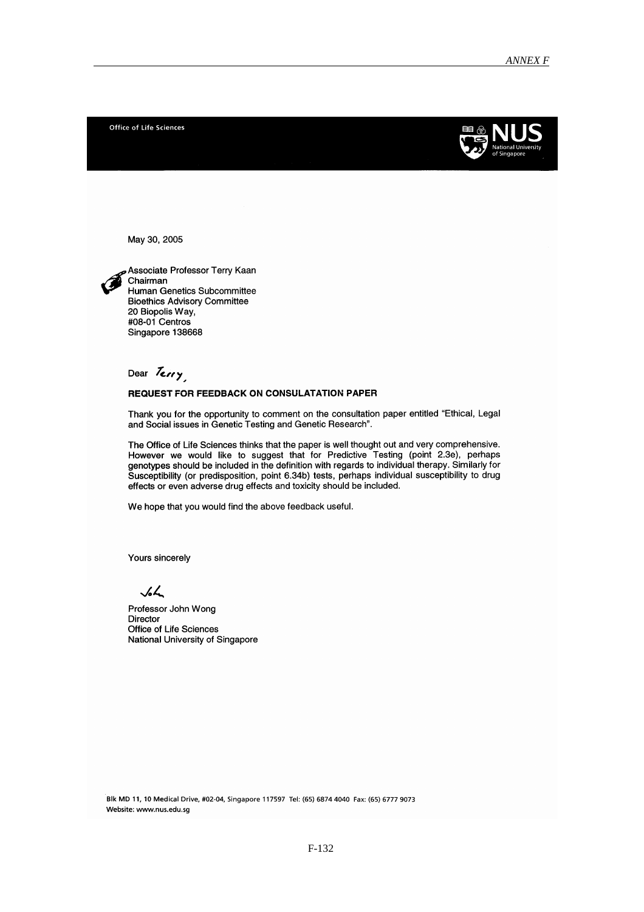Office of Life Sciences

NUS National University of Singapore

May 30, 2005

Associate Professor Terry Kaan
Chairman
Human Genetics Subcommittee
Bioethics Advisory Committee
20 Biopolis Way,
#08-01 Centros
Singapore 138668

Dear Terry,

**REQUEST FOR FEEDBACK ON CONSULATATION PAPER**

Thank you for the opportunity to comment on the consultation paper entitled "Ethical, Legal and Social issues in Genetic Testing and Genetic Research".

The Office of Life Sciences thinks that the paper is well thought out and very comprehensive. However we would like to suggest that for Predictive Testing (point 2.3e), perhaps genotypes should be included in the definition with regards to individual therapy. Similarly for Susceptibility (or predisposition, point 6.34b) tests, perhaps individual susceptibility to drug effects or even adverse drug effects and toxicity should be included.

We hope that you would find the above feedback useful.

Yours sincerely

Professor John Wong
Director
Office of Life Sciences
National University of Singapore

Blk MD 11, 10 Medical Drive, #02-04, Singapore 117597 Tel: (65) 6874 4040 Fax: (65) 6777 9073
Website: www.nus.edu.sg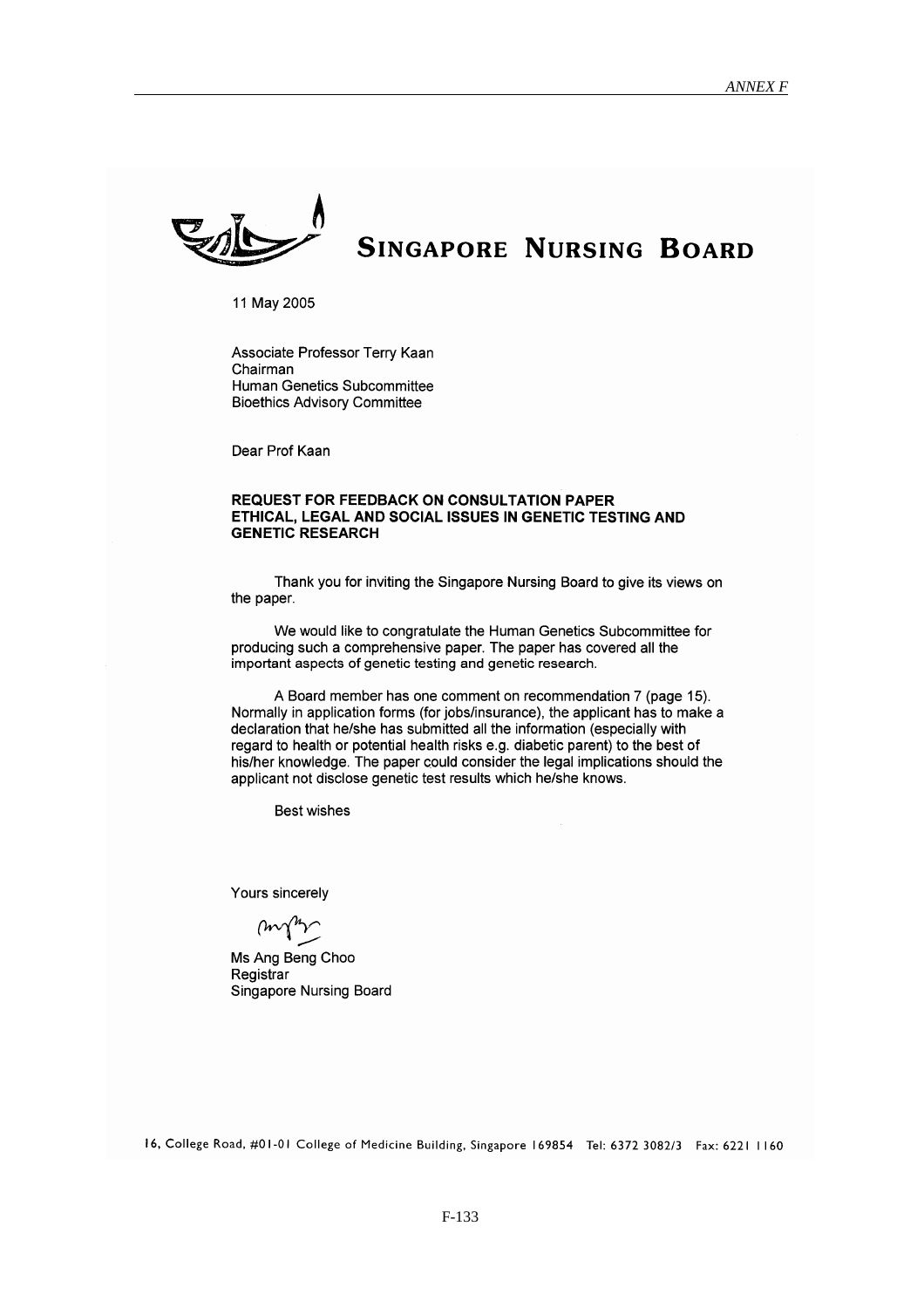# SINGAPORE NURSING BOARD

11 May 2005

Associate Professor Terry Kaan
Chairman
Human Genetics Subcommittee
Bioethics Advisory Committee

Dear Prof Kaan

**REQUEST FOR FEEDBACK ON CONSULTATION PAPER**
**ETHICAL, LEGAL AND SOCIAL ISSUES IN GENETIC TESTING AND GENETIC RESEARCH**

Thank you for inviting the Singapore Nursing Board to give its views on the paper.

We would like to congratulate the Human Genetics Subcommittee for producing such a comprehensive paper. The paper has covered all the important aspects of genetic testing and genetic research.

A Board member has one comment on recommendation 7 (page 15). Normally in application forms (for jobs/insurance), the applicant has to make a declaration that he/she has submitted all the information (especially with regard to health or potential health risks e.g. diabetic parent) to the best of his/her knowledge. The paper could consider the legal implications should the applicant not disclose genetic test results which he/she knows.

Best wishes

Yours sincerely

Ms Ang Beng Choo
Registrar
Singapore Nursing Board

16, College Road, #01-01 College of Medicine Building, Singapore 169854 Tel: 6372 3082/3 Fax: 6221 1160